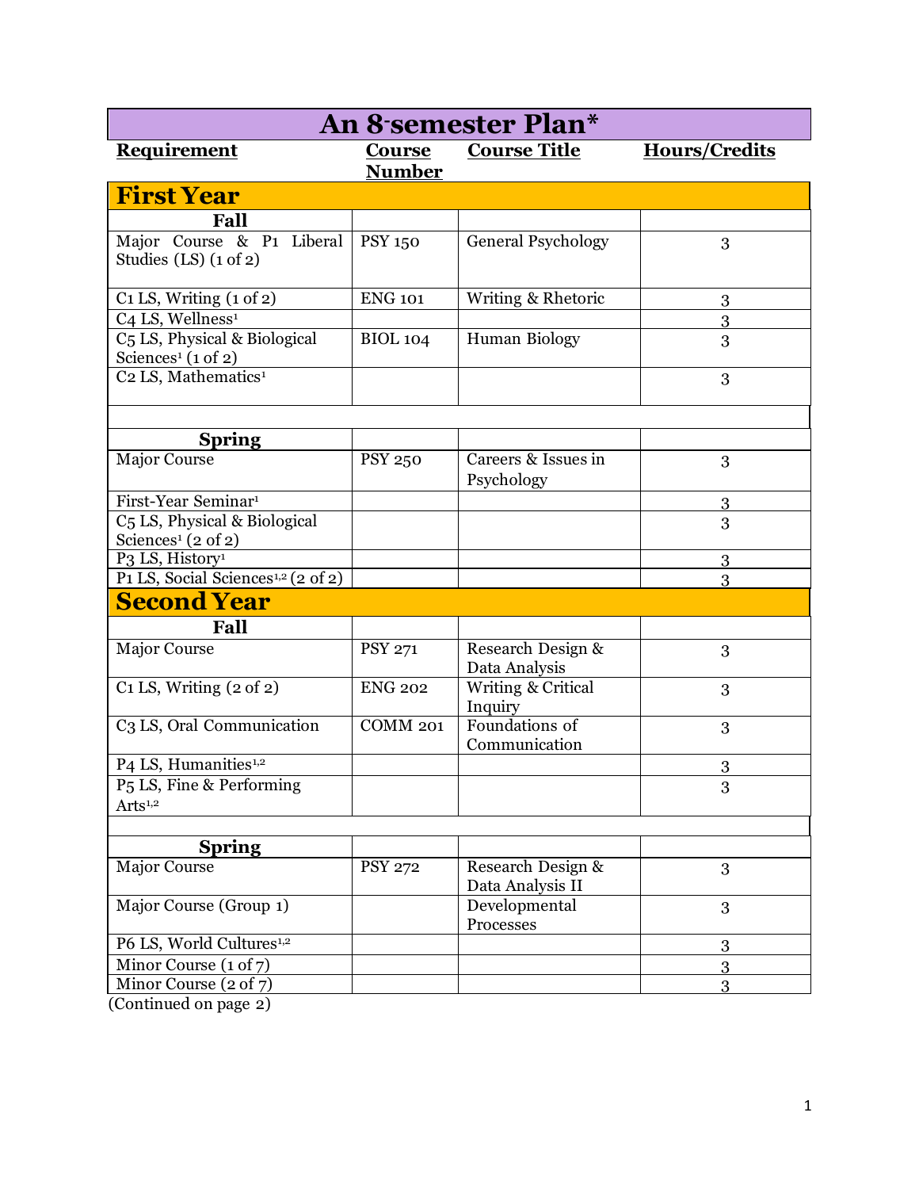# An 8-semester Plan*

| Requirement | Course Number | Course Title | Hours/Credits |
|---|---|---|---|
| **First Year** | | | |
| **Fall** | | | |
| Major Course & P1 Liberal Studies (LS) (1 of 2) | PSY 150 | General Psychology | 3 |
| C1 LS, Writing (1 of 2) | ENG 101 | Writing & Rhetoric | 3 |
| C4 LS, Wellness[1] | | | 3 |
| C5 LS, Physical & Biological Sciences[1] (1 of 2) | BIOL 104 | Human Biology | 3 |
| C2 LS, Mathematics[1] | | | 3 |
| | | | |
| **Spring** | | | |
| Major Course | PSY 250 | Careers & Issues in Psychology | 3 |
| First-Year Seminar[1] | | | 3 |
| C5 LS, Physical & Biological Sciences[1] (2 of 2) | | | 3 |
| P3 LS, History[1] | | | 3 |
| P1 LS, Social Sciences[1,2] (2 of 2) | | | 3 |
| **Second Year** | | | |
| **Fall** | | | |
| Major Course | PSY 271 | Research Design & Data Analysis | 3 |
| C1 LS, Writing (2 of 2) | ENG 202 | Writing & Critical Inquiry | 3 |
| C3 LS, Oral Communication | COMM 201 | Foundations of Communication | 3 |
| P4 LS, Humanities[1,2] | | | 3 |
| P5 LS, Fine & Performing Arts[1,2] | | | 3 |
| | | | |
| **Spring** | | | |
| Major Course | PSY 272 | Research Design & Data Analysis II | 3 |
| Major Course (Group 1) | | Developmental Processes | 3 |
| P6 LS, World Cultures[1,2] | | | 3 |
| Minor Course (1 of 7) | | | 3 |
| Minor Course (2 of 7) | | | 3 |

(Continued on page 2)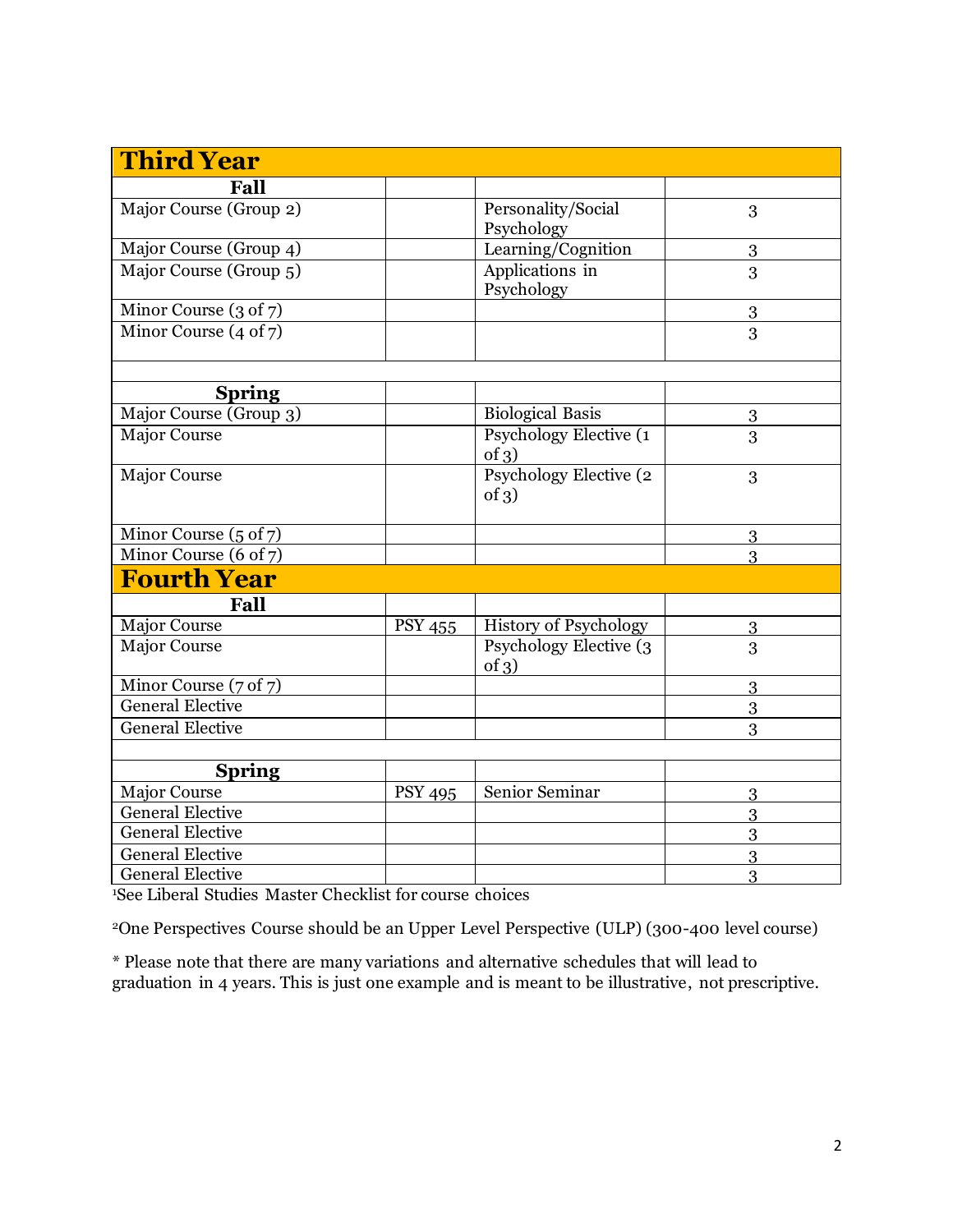| | | | |
|---|---|---|---|
| **Third Year** | | | |
| **Fall** | | | |
| Major Course (Group 2) | | Personality/Social Psychology | 3 |
| Major Course (Group 4) | | Learning/Cognition | 3 |
| Major Course (Group 5) | | Applications in Psychology | 3 |
| Minor Course (3 of 7) | | | 3 |
| Minor Course (4 of 7) | | | 3 |
| | | | |
| **Spring** | | | |
| Major Course (Group 3) | | Biological Basis | 3 |
| Major Course | | Psychology Elective (1 of 3) | 3 |
| Major Course | | Psychology Elective (2 of 3) | 3 |
| Minor Course (5 of 7) | | | 3 |
| Minor Course (6 of 7) | | | 3 |
| **Fourth Year** | | | |
| **Fall** | | | |
| Major Course | PSY 455 | History of Psychology | 3 |
| Major Course | | Psychology Elective (3 of 3) | 3 |
| Minor Course (7 of 7) | | | 3 |
| General Elective | | | 3 |
| General Elective | | | 3 |
| | | | |
| **Spring** | | | |
| Major Course | PSY 495 | Senior Seminar | 3 |
| General Elective | | | 3 |
| General Elective | | | 3 |
| General Elective | | | 3 |
| General Elective | | | 3 |

[1]See Liberal Studies Master Checklist for course choices

[2]One Perspectives Course should be an Upper Level Perspective (ULP) (300-400 level course)

* Please note that there are many variations and alternative schedules that will lead to graduation in 4 years. This is just one example and is meant to be illustrative, not prescriptive.